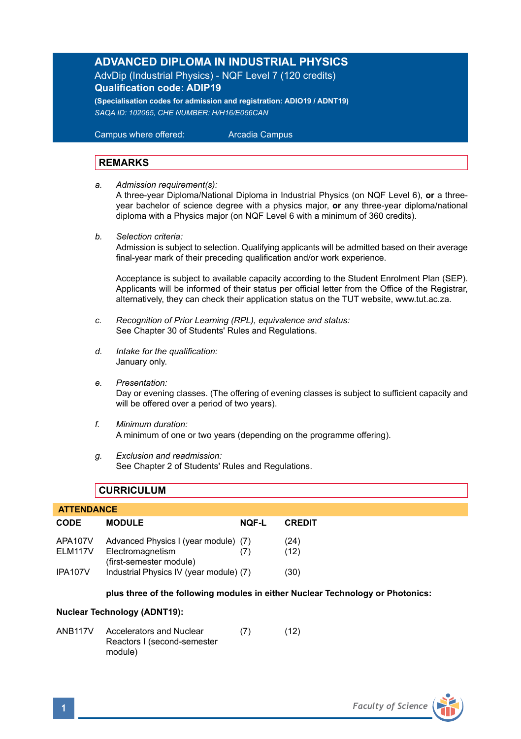# ADVANCED DIPLOMA IN INDUSTRIAL PHYSICS

AdvDip (Industrial Physics) - NQF Level 7 (120 credits)

**Qualification code: ADIP19**

**(Specialisation codes for admission and registration: ADIO19 / ADNT19)**

*SAQA ID: 102065, CHE NUMBER: H/H16/E056CAN*

Campus where offered: Arcadia Campus

## REMARKS

a. *Admission requirement(s):*
A three-year Diploma/National Diploma in Industrial Physics (on NQF Level 6), **or** a three-year bachelor of science degree with a physics major, **or** any three-year diploma/national diploma with a Physics major (on NQF Level 6 with a minimum of 360 credits).

b. *Selection criteria:*
Admission is subject to selection. Qualifying applicants will be admitted based on their average final-year mark of their preceding qualification and/or work experience.

Acceptance is subject to available capacity according to the Student Enrolment Plan (SEP). Applicants will be informed of their status per official letter from the Office of the Registrar, alternatively, they can check their application status on the TUT website, www.tut.ac.za.

c. *Recognition of Prior Learning (RPL), equivalence and status:*
See Chapter 30 of Students' Rules and Regulations.

d. *Intake for the qualification:*
January only.

e. *Presentation:*
Day or evening classes. (The offering of evening classes is subject to sufficient capacity and will be offered over a period of two years).

f. *Minimum duration:*
A minimum of one or two years (depending on the programme offering).

g. *Exclusion and readmission:*
See Chapter 2 of Students' Rules and Regulations.

## CURRICULUM

**ATTENDANCE**

| CODE | MODULE | NQF-L | CREDIT |
|---|---|---|---|
| APA107V | Advanced Physics I (year module) | (7) | (24) |
| ELM117V | Electromagnetism (first-semester module) | (7) | (12) |
| IPA107V | Industrial Physics IV (year module) | (7) | (30) |

**plus three of the following modules in either Nuclear Technology or Photonics:**

**Nuclear Technology (ADNT19):**

| CODE | MODULE | NQF-L | CREDIT |
|---|---|---|---|
| ANB117V | Accelerators and Nuclear Reactors I (second-semester module) | (7) | (12) |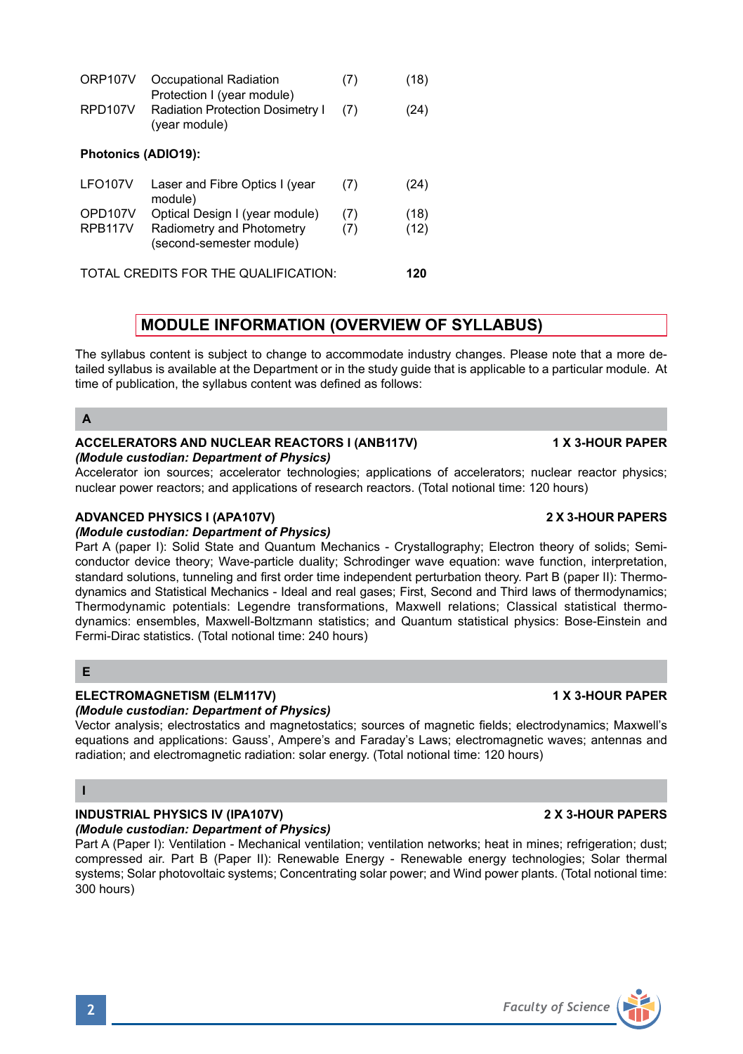| | | | |
|---|---|---|---|
| ORP107V | Occupational Radiation Protection I (year module) | (7) | (18) |
| RPD107V | Radiation Protection Dosimetry I (year module) | (7) | (24) |

**Photonics (ADIO19):**

| | | | |
|---|---|---|---|
| LFO107V | Laser and Fibre Optics I (year module) | (7) | (24) |
| OPD107V | Optical Design I (year module) | (7) | (18) |
| RPB117V | Radiometry and Photometry (second-semester module) | (7) | (12) |

TOTAL CREDITS FOR THE QUALIFICATION: **120**

## MODULE INFORMATION (OVERVIEW OF SYLLABUS)

The syllabus content is subject to change to accommodate industry changes. Please note that a more detailed syllabus is available at the Department or in the study guide that is applicable to a particular module. At time of publication, the syllabus content was defined as follows:

### A

**ACCELERATORS AND NUCLEAR REACTORS I (ANB117V)** **1 X 3-HOUR PAPER**
***(Module custodian: Department of Physics)***
Accelerator ion sources; accelerator technologies; applications of accelerators; nuclear reactor physics; nuclear power reactors; and applications of research reactors. (Total notional time: 120 hours)

**ADVANCED PHYSICS I (APA107V)** **2 X 3-HOUR PAPERS**
***(Module custodian: Department of Physics)***
Part A (paper I): Solid State and Quantum Mechanics - Crystallography; Electron theory of solids; Semiconductor device theory; Wave-particle duality; Schrodinger wave equation: wave function, interpretation, standard solutions, tunneling and first order time independent perturbation theory. Part B (paper II): Thermodynamics and Statistical Mechanics - Ideal and real gases; First, Second and Third laws of thermodynamics; Thermodynamic potentials: Legendre transformations, Maxwell relations; Classical statistical thermodynamics: ensembles, Maxwell-Boltzmann statistics; and Quantum statistical physics: Bose-Einstein and Fermi-Dirac statistics. (Total notional time: 240 hours)

### E

**ELECTROMAGNETISM (ELM117V)** **1 X 3-HOUR PAPER**
***(Module custodian: Department of Physics)***
Vector analysis; electrostatics and magnetostatics; sources of magnetic fields; electrodynamics; Maxwell's equations and applications: Gauss', Ampere's and Faraday's Laws; electromagnetic waves; antennas and radiation; and electromagnetic radiation: solar energy. (Total notional time: 120 hours)

### I

**INDUSTRIAL PHYSICS IV (IPA107V)** **2 X 3-HOUR PAPERS**
***(Module custodian: Department of Physics)***
Part A (Paper I): Ventilation - Mechanical ventilation; ventilation networks; heat in mines; refrigeration; dust; compressed air. Part B (Paper II): Renewable Energy - Renewable energy technologies; Solar thermal systems; Solar photovoltaic systems; Concentrating solar power; and Wind power plants. (Total notional time: 300 hours)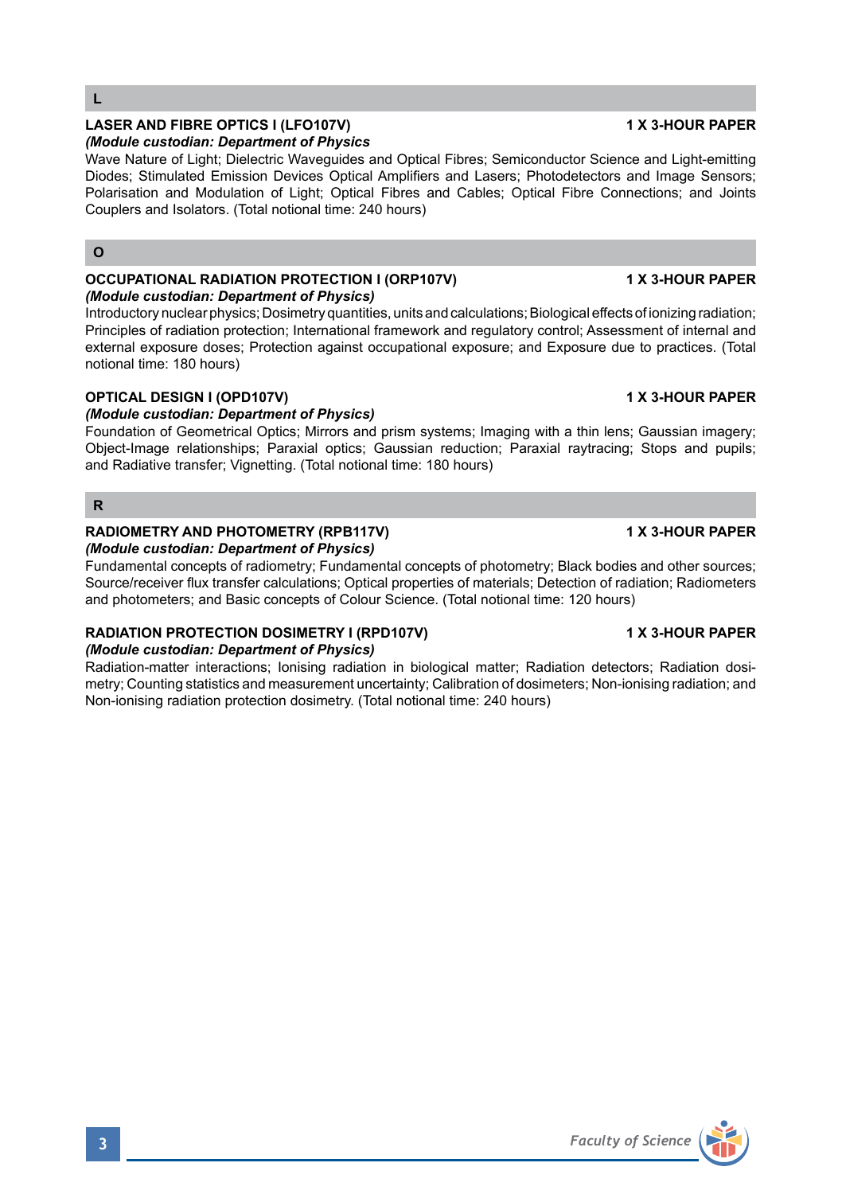## L

### LASER AND FIBRE OPTICS I (LFO107V) — 1 X 3-HOUR PAPER

*(Module custodian: Department of Physics)*

Wave Nature of Light; Dielectric Waveguides and Optical Fibres; Semiconductor Science and Light-emitting Diodes; Stimulated Emission Devices Optical Amplifiers and Lasers; Photodetectors and Image Sensors; Polarisation and Modulation of Light; Optical Fibres and Cables; Optical Fibre Connections; and Joints Couplers and Isolators. (Total notional time: 240 hours)

## O

### OCCUPATIONAL RADIATION PROTECTION I (ORP107V) — 1 X 3-HOUR PAPER

*(Module custodian: Department of Physics)*

Introductory nuclear physics; Dosimetry quantities, units and calculations; Biological effects of ionizing radiation; Principles of radiation protection; International framework and regulatory control; Assessment of internal and external exposure doses; Protection against occupational exposure; and Exposure due to practices. (Total notional time: 180 hours)

### OPTICAL DESIGN I (OPD107V) — 1 X 3-HOUR PAPER

*(Module custodian: Department of Physics)*

Foundation of Geometrical Optics; Mirrors and prism systems; Imaging with a thin lens; Gaussian imagery; Object-Image relationships; Paraxial optics; Gaussian reduction; Paraxial raytracing; Stops and pupils; and Radiative transfer; Vignetting. (Total notional time: 180 hours)

## R

### RADIOMETRY AND PHOTOMETRY (RPB117V) — 1 X 3-HOUR PAPER

*(Module custodian: Department of Physics)*

Fundamental concepts of radiometry; Fundamental concepts of photometry; Black bodies and other sources; Source/receiver flux transfer calculations; Optical properties of materials; Detection of radiation; Radiometers and photometers; and Basic concepts of Colour Science. (Total notional time: 120 hours)

### RADIATION PROTECTION DOSIMETRY I (RPD107V) — 1 X 3-HOUR PAPER

*(Module custodian: Department of Physics)*

Radiation-matter interactions; Ionising radiation in biological matter; Radiation detectors; Radiation dosimetry; Counting statistics and measurement uncertainty; Calibration of dosimeters; Non-ionising radiation; and Non-ionising radiation protection dosimetry. (Total notional time: 240 hours)